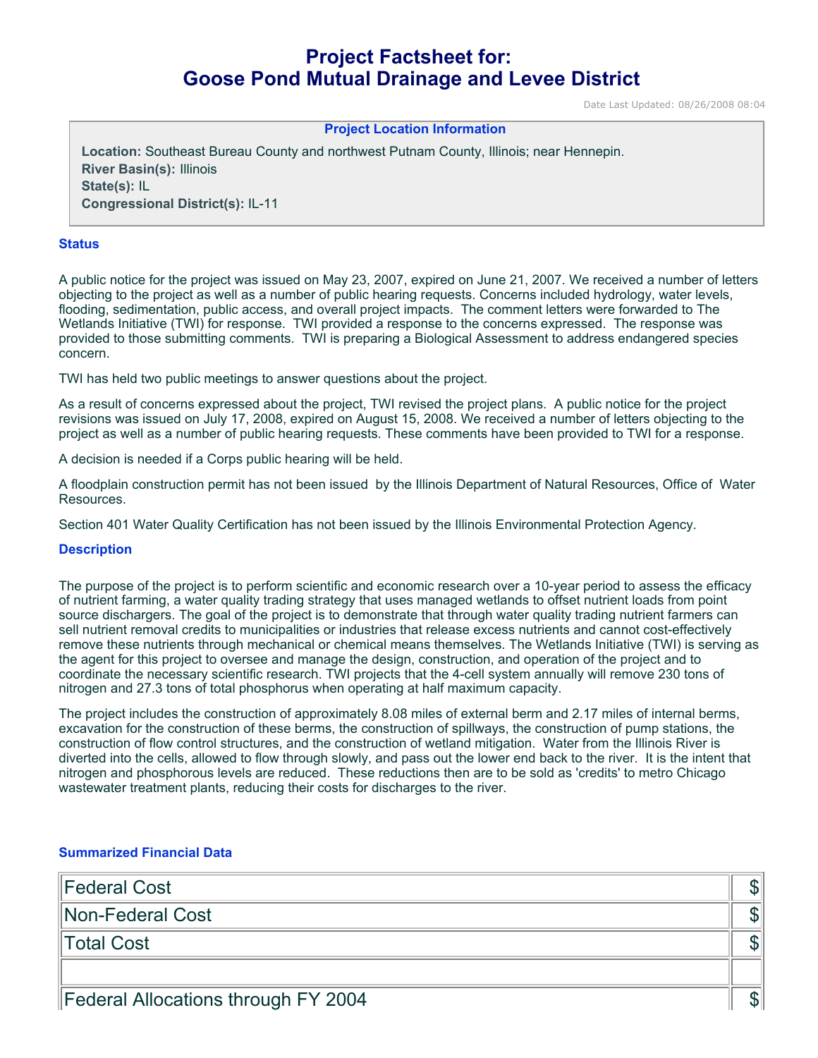# Project Factsheet for: Goose Pond Mutual Drainage and Levee District

Date Last Updated: 08/26/2008 08:04

**Project Location Information**

**Location:** Southeast Bureau County and northwest Putnam County, Illinois; near Hennepin.
**River Basin(s):** Illinois
**State(s):** IL
**Congressional District(s):** IL-11

## Status

A public notice for the project was issued on May 23, 2007, expired on June 21, 2007. We received a number of letters objecting to the project as well as a number of public hearing requests. Concerns included hydrology, water levels, flooding, sedimentation, public access, and overall project impacts. The comment letters were forwarded to The Wetlands Initiative (TWI) for response. TWI provided a response to the concerns expressed. The response was provided to those submitting comments. TWI is preparing a Biological Assessment to address endangered species concern.

TWI has held two public meetings to answer questions about the project.

As a result of concerns expressed about the project, TWI revised the project plans. A public notice for the project revisions was issued on July 17, 2008, expired on August 15, 2008. We received a number of letters objecting to the project as well as a number of public hearing requests. These comments have been provided to TWI for a response.

A decision is needed if a Corps public hearing will be held.

A floodplain construction permit has not been issued by the Illinois Department of Natural Resources, Office of Water Resources.

Section 401 Water Quality Certification has not been issued by the Illinois Environmental Protection Agency.

## Description

The purpose of the project is to perform scientific and economic research over a 10-year period to assess the efficacy of nutrient farming, a water quality trading strategy that uses managed wetlands to offset nutrient loads from point source dischargers. The goal of the project is to demonstrate that through water quality trading nutrient farmers can sell nutrient removal credits to municipalities or industries that release excess nutrients and cannot cost-effectively remove these nutrients through mechanical or chemical means themselves. The Wetlands Initiative (TWI) is serving as the agent for this project to oversee and manage the design, construction, and operation of the project and to coordinate the necessary scientific research. TWI projects that the 4-cell system annually will remove 230 tons of nitrogen and 27.3 tons of total phosphorus when operating at half maximum capacity.

The project includes the construction of approximately 8.08 miles of external berm and 2.17 miles of internal berms, excavation for the construction of these berms, the construction of spillways, the construction of pump stations, the construction of flow control structures, and the construction of wetland mitigation. Water from the Illinois River is diverted into the cells, allowed to flow through slowly, and pass out the lower end back to the river. It is the intent that nitrogen and phosphorous levels are reduced. These reductions then are to be sold as 'credits' to metro Chicago wastewater treatment plants, reducing their costs for discharges to the river.

## Summarized Financial Data

| | |
|---|---|
| Federal Cost | $ |
| Non-Federal Cost | $ |
| Total Cost | $ |
| | |
| Federal Allocations through FY 2004 | $ |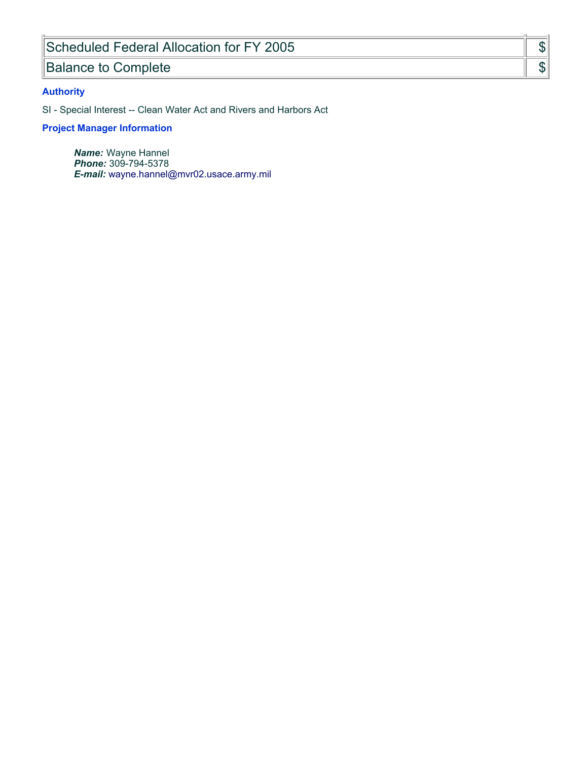| | |
|---|---|
| Scheduled Federal Allocation for FY 2005 | $ |
| Balance to Complete | $ |

**Authority**

SI - Special Interest -- Clean Water Act and Rivers and Harbors Act

**Project Manager Information**

***Name:*** Wayne Hannel
***Phone:*** 309-794-5378
***E-mail:*** wayne.hannel@mvr02.usace.army.mil